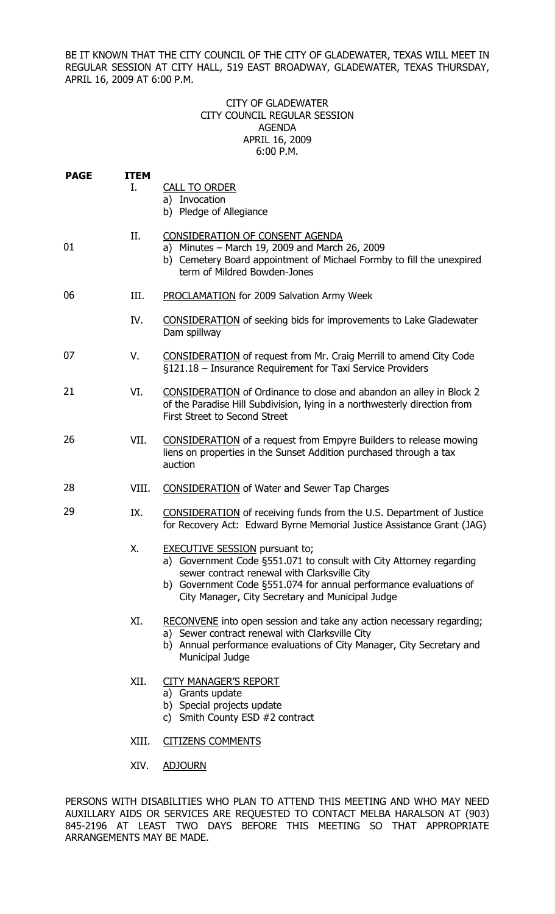BE IT KNOWN THAT THE CITY COUNCIL OF THE CITY OF GLADEWATER, TEXAS WILL MEET IN REGULAR SESSION AT CITY HALL, 519 EAST BROADWAY, GLADEWATER, TEXAS THURSDAY, APRIL 16, 2009 AT 6:00 P.M.

CITY OF GLADEWATER
CITY COUNCIL REGULAR SESSION
AGENDA
APRIL 16, 2009
6:00 P.M.

| PAGE | ITEM | |
|---|---|---|
| | I. | CALL TO ORDER<br>a) Invocation<br>b) Pledge of Allegiance |
| 01 | II. | CONSIDERATION OF CONSENT AGENDA<br>a) Minutes – March 19, 2009 and March 26, 2009<br>b) Cemetery Board appointment of Michael Formby to fill the unexpired term of Mildred Bowden-Jones |
| 06 | III. | PROCLAMATION for 2009 Salvation Army Week |
| | IV. | CONSIDERATION of seeking bids for improvements to Lake Gladewater Dam spillway |
| 07 | V. | CONSIDERATION of request from Mr. Craig Merrill to amend City Code §121.18 – Insurance Requirement for Taxi Service Providers |
| 21 | VI. | CONSIDERATION of Ordinance to close and abandon an alley in Block 2 of the Paradise Hill Subdivision, lying in a northwesterly direction from First Street to Second Street |
| 26 | VII. | CONSIDERATION of a request from Empyre Builders to release mowing liens on properties in the Sunset Addition purchased through a tax auction |
| 28 | VIII. | CONSIDERATION of Water and Sewer Tap Charges |
| 29 | IX. | CONSIDERATION of receiving funds from the U.S. Department of Justice for Recovery Act: Edward Byrne Memorial Justice Assistance Grant (JAG) |
| | X. | EXECUTIVE SESSION pursuant to;<br>a) Government Code §551.071 to consult with City Attorney regarding sewer contract renewal with Clarksville City<br>b) Government Code §551.074 for annual performance evaluations of City Manager, City Secretary and Municipal Judge |
| | XI. | RECONVENE into open session and take any action necessary regarding;<br>a) Sewer contract renewal with Clarksville City<br>b) Annual performance evaluations of City Manager, City Secretary and Municipal Judge |
| | XII. | CITY MANAGER'S REPORT<br>a) Grants update<br>b) Special projects update<br>c) Smith County ESD #2 contract |
| | XIII. | CITIZENS COMMENTS |
| | XIV. | ADJOURN |

PERSONS WITH DISABILITIES WHO PLAN TO ATTEND THIS MEETING AND WHO MAY NEED AUXILLARY AIDS OR SERVICES ARE REQUESTED TO CONTACT MELBA HARALSON AT (903) 845-2196 AT LEAST TWO DAYS BEFORE THIS MEETING SO THAT APPROPRIATE ARRANGEMENTS MAY BE MADE.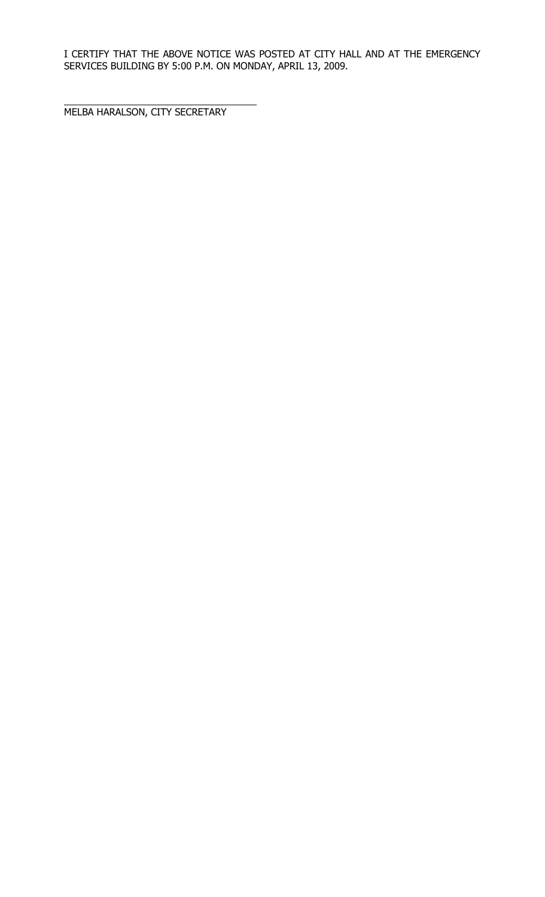I CERTIFY THAT THE ABOVE NOTICE WAS POSTED AT CITY HALL AND AT THE EMERGENCY SERVICES BUILDING BY 5:00 P.M. ON MONDAY, APRIL 13, 2009.

\_\_\_\_\_\_\_\_\_\_\_\_\_\_\_\_\_\_\_\_\_\_\_\_\_\_\_\_\_\_\_\_\_\_\_\_

MELBA HARALSON, CITY SECRETARY